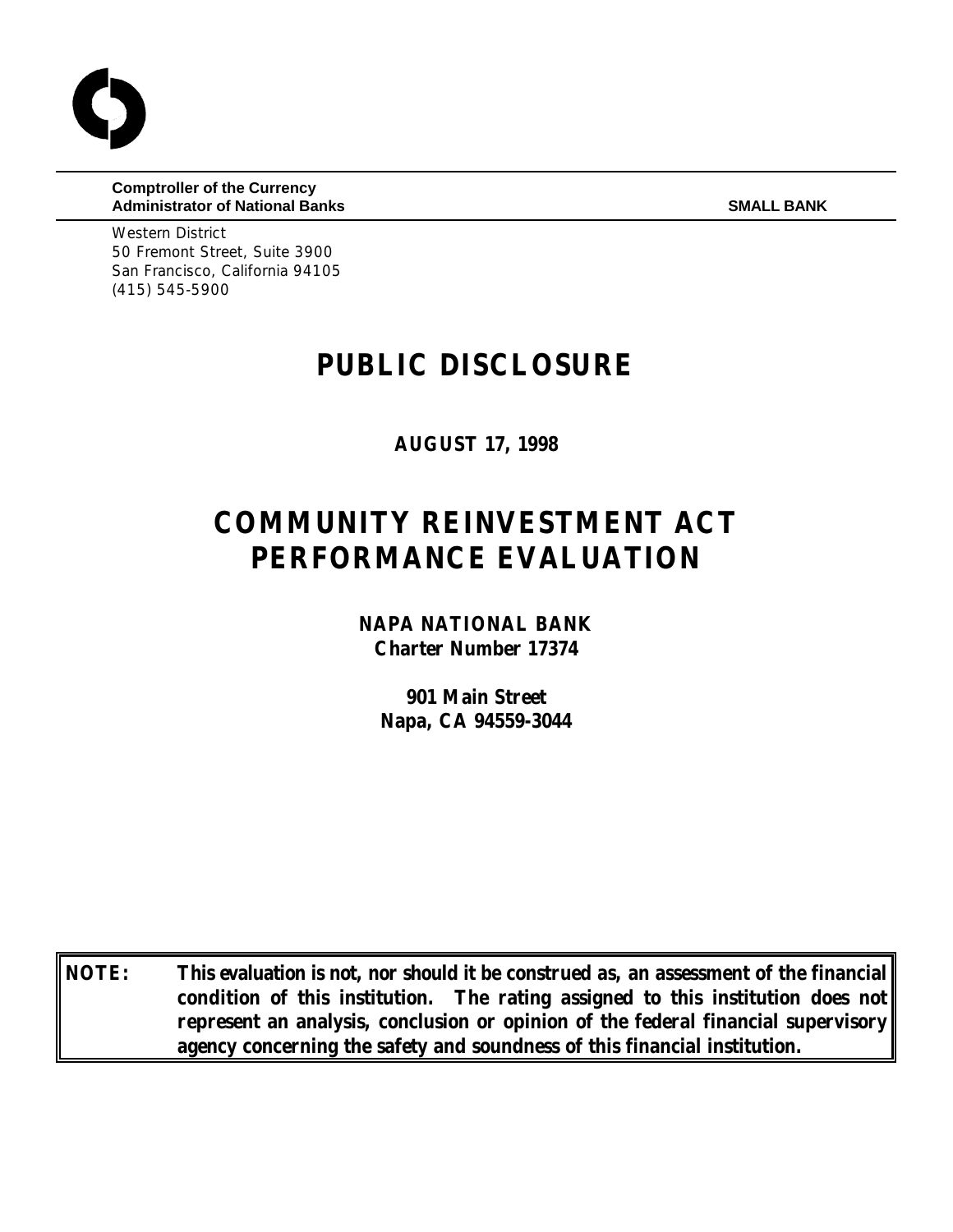**Comptroller of the Currency**
**Administrator of National Banks** **SMALL BANK**

Western District
50 Fremont Street, Suite 3900
San Francisco, California 94105
(415) 545-5900

# PUBLIC DISCLOSURE

**AUGUST 17, 1998**

# COMMUNITY REINVESTMENT ACT PERFORMANCE EVALUATION

**NAPA NATIONAL BANK**
**Charter Number 17374**

**901 Main Street**
**Napa, CA 94559-3044**

**NOTE: This evaluation is not, nor should it be construed as, an assessment of the financial condition of this institution. The rating assigned to this institution does not represent an analysis, conclusion or opinion of the federal financial supervisory agency concerning the safety and soundness of this financial institution.**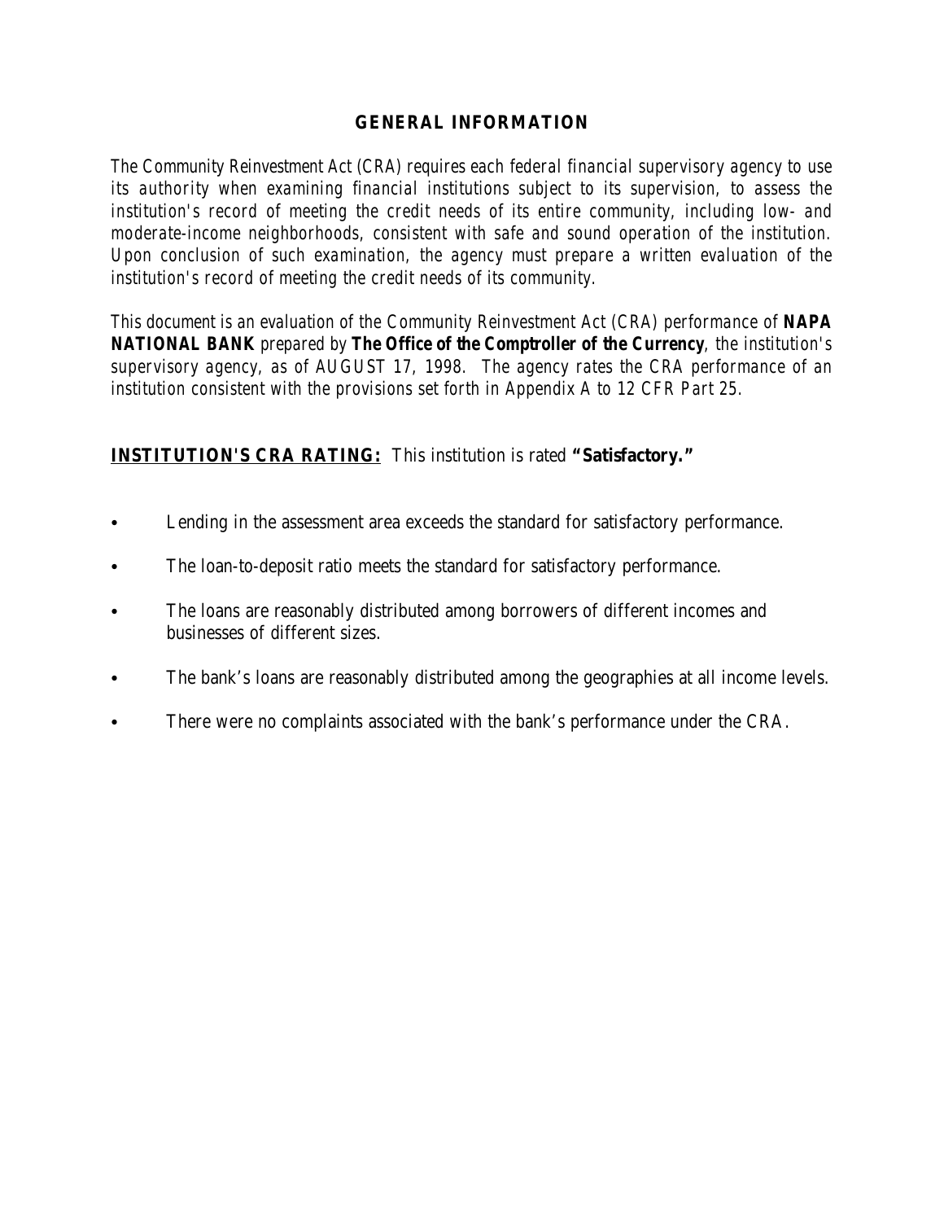## GENERAL INFORMATION

*The Community Reinvestment Act (CRA) requires each federal financial supervisory agency to use its authority when examining financial institutions subject to its supervision, to assess the institution's record of meeting the credit needs of its entire community, including low- and moderate-income neighborhoods, consistent with safe and sound operation of the institution. Upon conclusion of such examination, the agency must prepare a written evaluation of the institution's record of meeting the credit needs of its community.*

*This document is an evaluation of the Community Reinvestment Act (CRA) performance of* **NAPA NATIONAL BANK** *prepared by* **The Office of the Comptroller of the Currency**, *the institution's supervisory agency, as of AUGUST 17, 1998. The agency rates the CRA performance of an institution consistent with the provisions set forth in Appendix A to 12 CFR Part 25.*

**INSTITUTION'S CRA RATING:** This institution is rated **"Satisfactory."**

- Lending in the assessment area exceeds the standard for satisfactory performance.
- The loan-to-deposit ratio meets the standard for satisfactory performance.
- The loans are reasonably distributed among borrowers of different incomes and businesses of different sizes.
- The bank's loans are reasonably distributed among the geographies at all income levels.
- There were no complaints associated with the bank's performance under the CRA.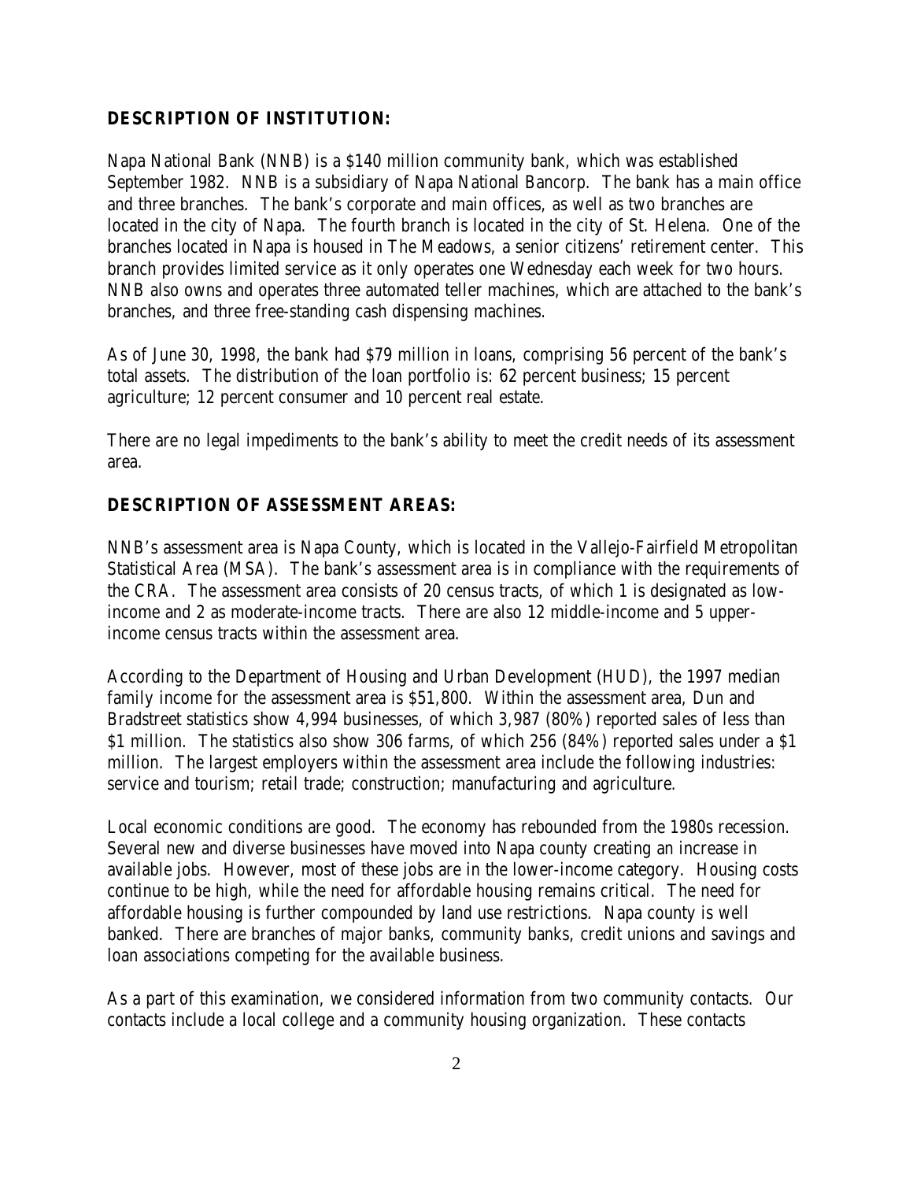## DESCRIPTION OF INSTITUTION:

Napa National Bank (NNB) is a $140 million community bank, which was established September 1982. NNB is a subsidiary of Napa National Bancorp. The bank has a main office and three branches. The bank's corporate and main offices, as well as two branches are located in the city of Napa. The fourth branch is located in the city of St. Helena. One of the branches located in Napa is housed in The Meadows, a senior citizens' retirement center. This branch provides limited service as it only operates one Wednesday each week for two hours. NNB also owns and operates three automated teller machines, which are attached to the bank's branches, and three free-standing cash dispensing machines.

As of June 30, 1998, the bank had $79 million in loans, comprising 56 percent of the bank's total assets. The distribution of the loan portfolio is: 62 percent business; 15 percent agriculture; 12 percent consumer and 10 percent real estate.

There are no legal impediments to the bank's ability to meet the credit needs of its assessment area.

## DESCRIPTION OF ASSESSMENT AREAS:

NNB's assessment area is Napa County, which is located in the Vallejo-Fairfield Metropolitan Statistical Area (MSA). The bank's assessment area is in compliance with the requirements of the CRA. The assessment area consists of 20 census tracts, of which 1 is designated as low-income and 2 as moderate-income tracts. There are also 12 middle-income and 5 upper-income census tracts within the assessment area.

According to the Department of Housing and Urban Development (HUD), the 1997 median family income for the assessment area is $51,800. Within the assessment area, Dun and Bradstreet statistics show 4,994 businesses, of which 3,987 (80%) reported sales of less than $1 million. The statistics also show 306 farms, of which 256 (84%) reported sales under a $1 million. The largest employers within the assessment area include the following industries: service and tourism; retail trade; construction; manufacturing and agriculture.

Local economic conditions are good. The economy has rebounded from the 1980s recession. Several new and diverse businesses have moved into Napa county creating an increase in available jobs. However, most of these jobs are in the lower-income category. Housing costs continue to be high, while the need for affordable housing remains critical. The need for affordable housing is further compounded by land use restrictions. Napa county is well banked. There are branches of major banks, community banks, credit unions and savings and loan associations competing for the available business.

As a part of this examination, we considered information from two community contacts. Our contacts include a local college and a community housing organization. These contacts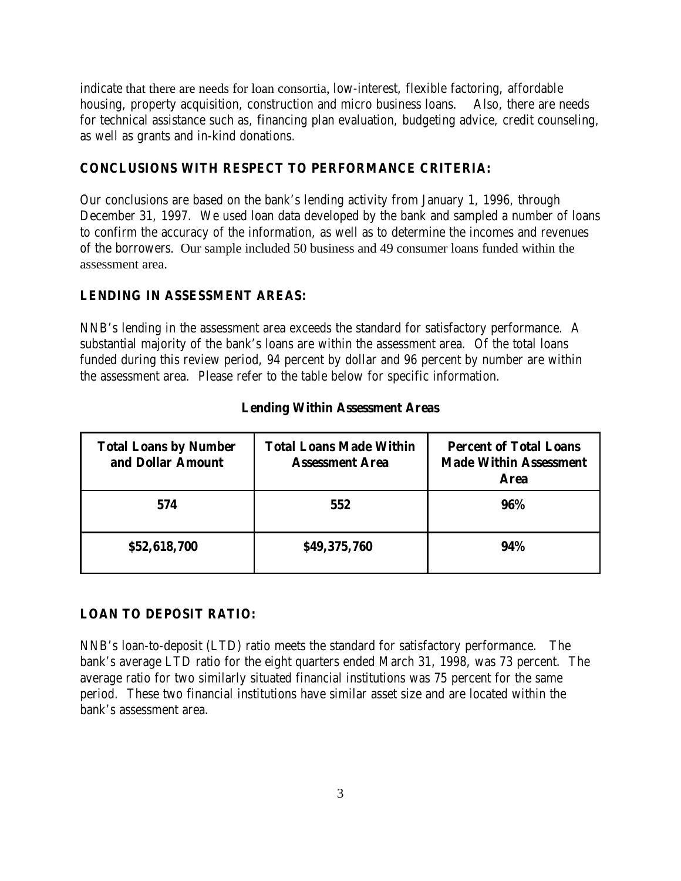indicate that there are needs for loan consortia, low-interest, flexible factoring, affordable housing, property acquisition, construction and micro business loans. Also, there are needs for technical assistance such as, financing plan evaluation, budgeting advice, credit counseling, as well as grants and in-kind donations.

## CONCLUSIONS WITH RESPECT TO PERFORMANCE CRITERIA:

Our conclusions are based on the bank's lending activity from January 1, 1996, through December 31, 1997. We used loan data developed by the bank and sampled a number of loans to confirm the accuracy of the information, as well as to determine the incomes and revenues of the borrowers. Our sample included 50 business and 49 consumer loans funded within the assessment area.

## LENDING IN ASSESSMENT AREAS:

NNB's lending in the assessment area exceeds the standard for satisfactory performance. A substantial majority of the bank's loans are within the assessment area. Of the total loans funded during this review period, 94 percent by dollar and 96 percent by number are within the assessment area. Please refer to the table below for specific information.

**Lending Within Assessment Areas**

| Total Loans by Number and Dollar Amount | Total Loans Made Within Assessment Area | Percent of Total Loans Made Within Assessment Area |
|---|---|---|
| 574 | 552 | 96% |
| $52,618,700 | $49,375,760 | 94% |

## LOAN TO DEPOSIT RATIO:

NNB's loan-to-deposit (LTD) ratio meets the standard for satisfactory performance. The bank's average LTD ratio for the eight quarters ended March 31, 1998, was 73 percent. The average ratio for two similarly situated financial institutions was 75 percent for the same period. These two financial institutions have similar asset size and are located within the bank's assessment area.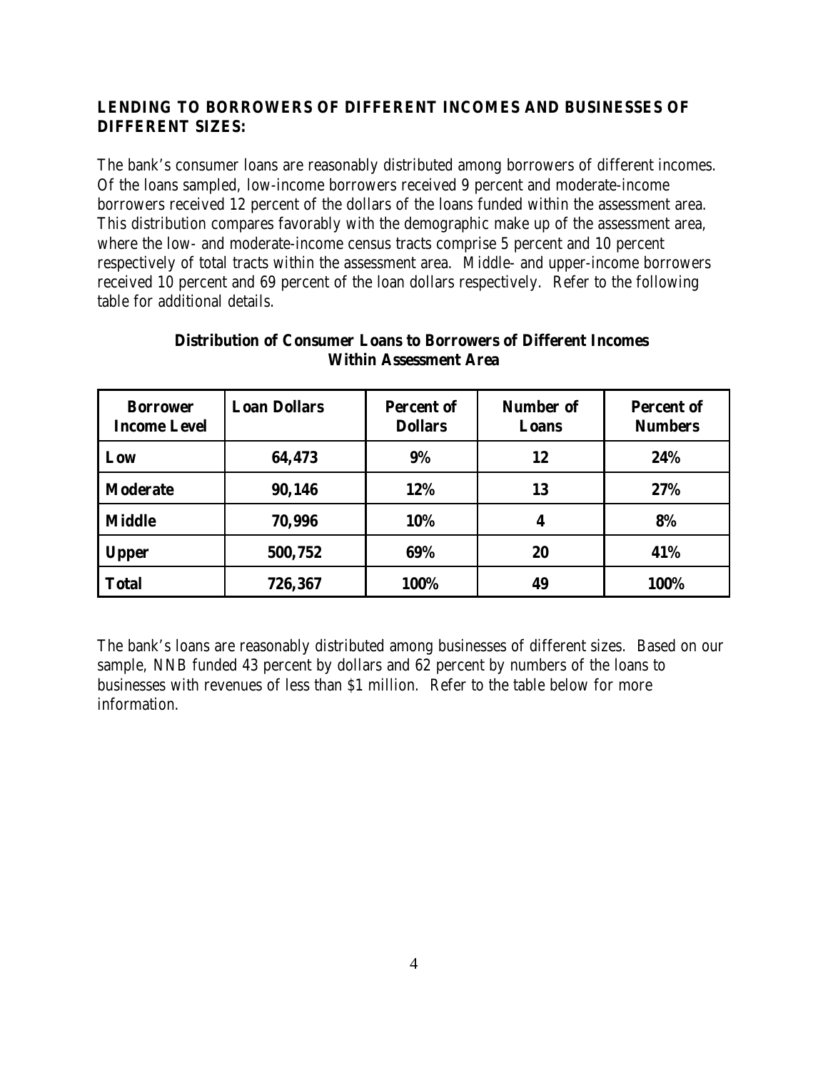## LENDING TO BORROWERS OF DIFFERENT INCOMES AND BUSINESSES OF DIFFERENT SIZES:

The bank's consumer loans are reasonably distributed among borrowers of different incomes. Of the loans sampled, low-income borrowers received 9 percent and moderate-income borrowers received 12 percent of the dollars of the loans funded within the assessment area. This distribution compares favorably with the demographic make up of the assessment area, where the low- and moderate-income census tracts comprise 5 percent and 10 percent respectively of total tracts within the assessment area. Middle- and upper-income borrowers received 10 percent and 69 percent of the loan dollars respectively. Refer to the following table for additional details.

**Distribution of Consumer Loans to Borrowers of Different Incomes Within Assessment Area**

| Borrower Income Level | Loan Dollars | Percent of Dollars | Number of Loans | Percent of Numbers |
|---|---|---|---|---|
| Low | 64,473 | 9% | 12 | 24% |
| Moderate | 90,146 | 12% | 13 | 27% |
| Middle | 70,996 | 10% | 4 | 8% |
| Upper | 500,752 | 69% | 20 | 41% |
| Total | 726,367 | 100% | 49 | 100% |

The bank's loans are reasonably distributed among businesses of different sizes. Based on our sample, NNB funded 43 percent by dollars and 62 percent by numbers of the loans to businesses with revenues of less than $1 million. Refer to the table below for more information.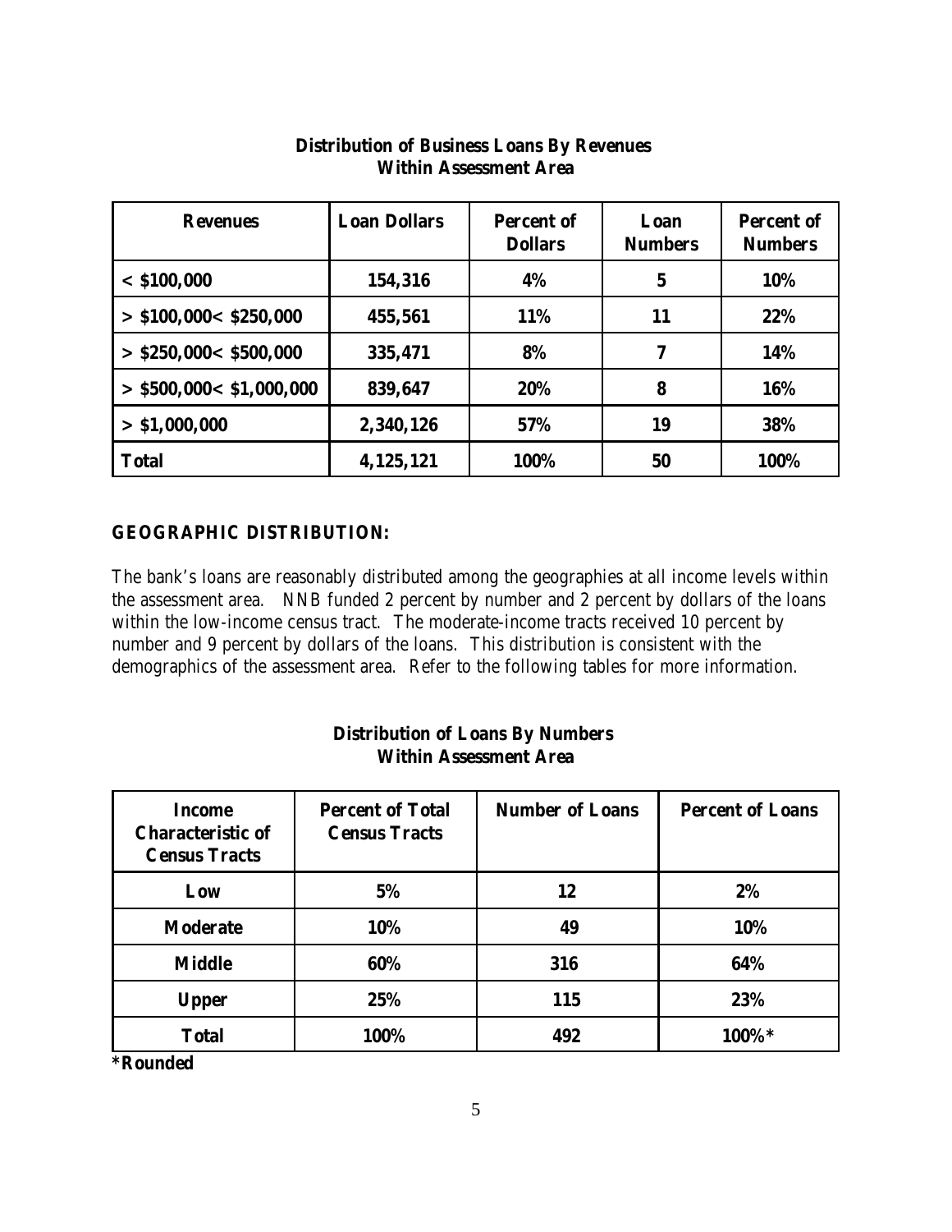**Distribution of Business Loans By Revenues**
**Within Assessment Area**

| Revenues | Loan Dollars | Percent of Dollars | Loan Numbers | Percent of Numbers |
|---|---|---|---|---|
| < $100,000 | 154,316 | 4% | 5 | 10% |
| > $100,000< $250,000 | 455,561 | 11% | 11 | 22% |
| > $250,000< $500,000 | 335,471 | 8% | 7 | 14% |
| > $500,000< $1,000,000 | 839,647 | 20% | 8 | 16% |
| > $1,000,000 | 2,340,126 | 57% | 19 | 38% |
| Total | 4,125,121 | 100% | 50 | 100% |

**GEOGRAPHIC DISTRIBUTION:**

The bank's loans are reasonably distributed among the geographies at all income levels within the assessment area. NNB funded 2 percent by number and 2 percent by dollars of the loans within the low-income census tract. The moderate-income tracts received 10 percent by number and 9 percent by dollars of the loans. This distribution is consistent with the demographics of the assessment area. Refer to the following tables for more information.

**Distribution of Loans By Numbers**
**Within Assessment Area**

| Income Characteristic of Census Tracts | Percent of Total Census Tracts | Number of Loans | Percent of Loans |
|---|---|---|---|
| Low | 5% | 12 | 2% |
| Moderate | 10% | 49 | 10% |
| Middle | 60% | 316 | 64% |
| Upper | 25% | 115 | 23% |
| Total | 100% | 492 | 100%* |

***Rounded**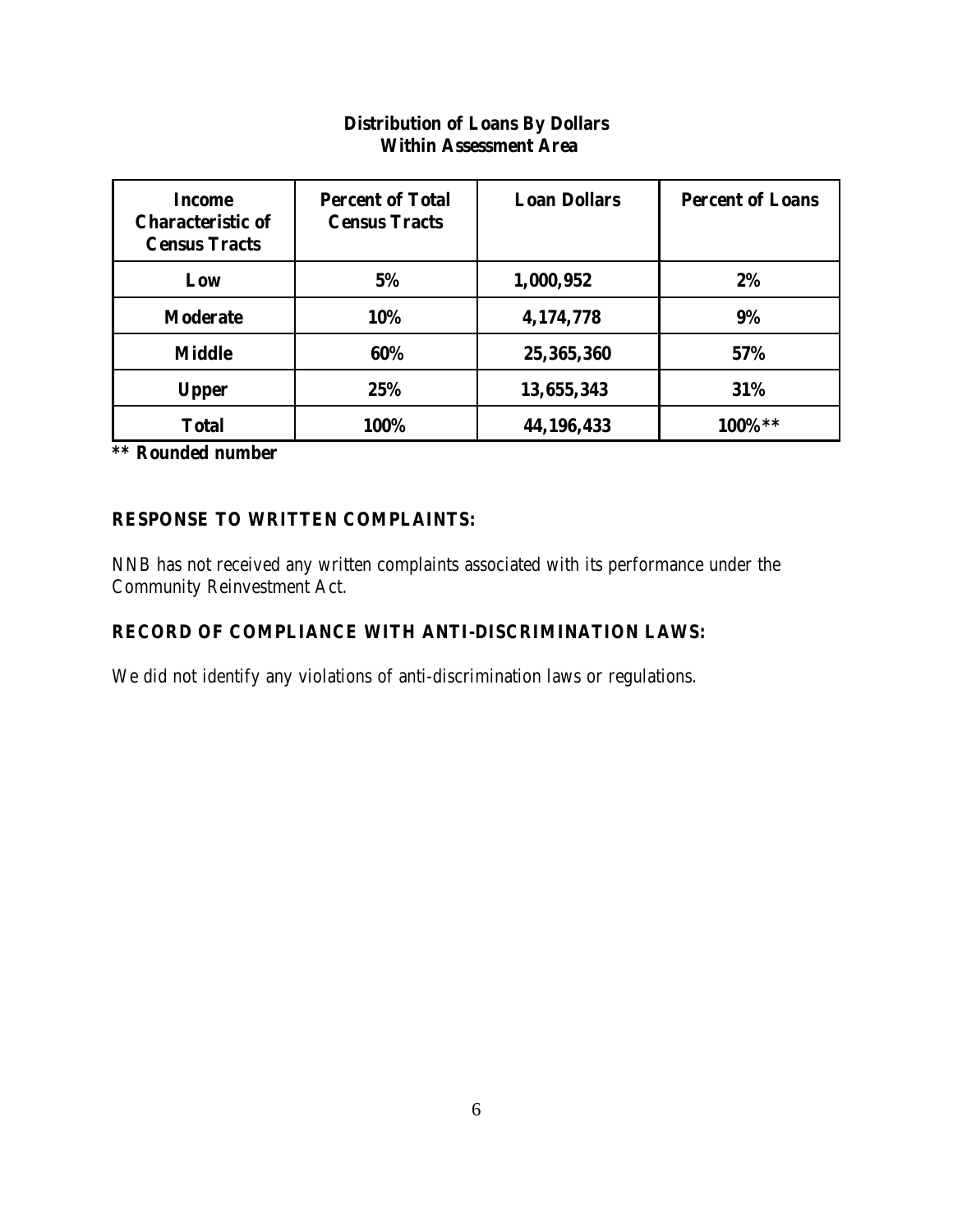**Distribution of Loans By Dollars
Within Assessment Area**

| Income Characteristic of Census Tracts | Percent of Total Census Tracts | Loan Dollars | Percent of Loans |
|---|---|---|---|
| Low | 5% | 1,000,952 | 2% |
| Moderate | 10% | 4,174,778 | 9% |
| Middle | 60% | 25,365,360 | 57% |
| Upper | 25% | 13,655,343 | 31% |
| Total | 100% | 44,196,433 | 100%** |

**** Rounded number**

**RESPONSE TO WRITTEN COMPLAINTS:**

NNB has not received any written complaints associated with its performance under the Community Reinvestment Act.

**RECORD OF COMPLIANCE WITH ANTI-DISCRIMINATION LAWS:**

We did not identify any violations of anti-discrimination laws or regulations.